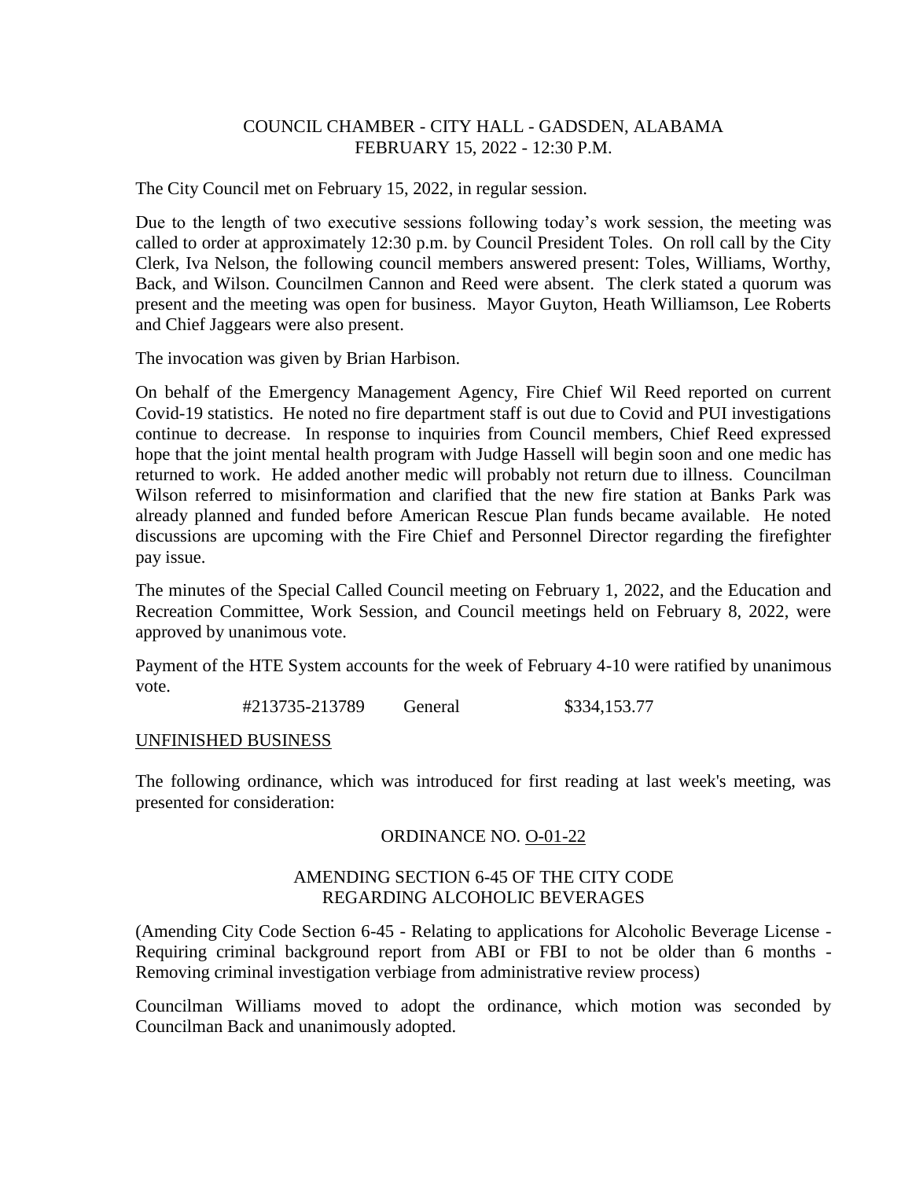COUNCIL CHAMBER - CITY HALL - GADSDEN, ALABAMA
FEBRUARY 15, 2022 - 12:30 P.M.

The City Council met on February 15, 2022, in regular session.

Due to the length of two executive sessions following today's work session, the meeting was called to order at approximately 12:30 p.m. by Council President Toles. On roll call by the City Clerk, Iva Nelson, the following council members answered present: Toles, Williams, Worthy, Back, and Wilson. Councilmen Cannon and Reed were absent. The clerk stated a quorum was present and the meeting was open for business. Mayor Guyton, Heath Williamson, Lee Roberts and Chief Jaggears were also present.

The invocation was given by Brian Harbison.

On behalf of the Emergency Management Agency, Fire Chief Wil Reed reported on current Covid-19 statistics. He noted no fire department staff is out due to Covid and PUI investigations continue to decrease. In response to inquiries from Council members, Chief Reed expressed hope that the joint mental health program with Judge Hassell will begin soon and one medic has returned to work. He added another medic will probably not return due to illness. Councilman Wilson referred to misinformation and clarified that the new fire station at Banks Park was already planned and funded before American Rescue Plan funds became available. He noted discussions are upcoming with the Fire Chief and Personnel Director regarding the firefighter pay issue.

The minutes of the Special Called Council meeting on February 1, 2022, and the Education and Recreation Committee, Work Session, and Council meetings held on February 8, 2022, were approved by unanimous vote.

Payment of the HTE System accounts for the week of February 4-10 were ratified by unanimous vote.

#213735-213789 General $334,153.77

UNFINISHED BUSINESS

The following ordinance, which was introduced for first reading at last week's meeting, was presented for consideration:

ORDINANCE NO. O-01-22

AMENDING SECTION 6-45 OF THE CITY CODE
REGARDING ALCOHOLIC BEVERAGES

(Amending City Code Section 6-45 - Relating to applications for Alcoholic Beverage License - Requiring criminal background report from ABI or FBI to not be older than 6 months - Removing criminal investigation verbiage from administrative review process)

Councilman Williams moved to adopt the ordinance, which motion was seconded by Councilman Back and unanimously adopted.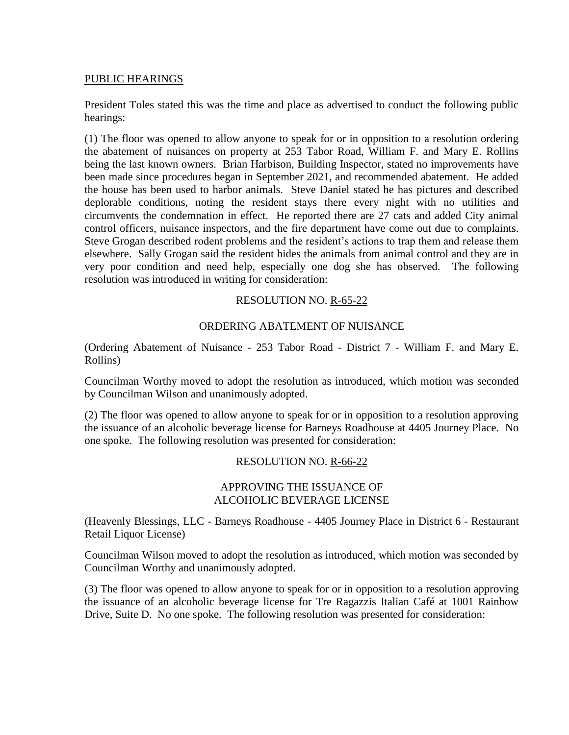## PUBLIC HEARINGS

President Toles stated this was the time and place as advertised to conduct the following public hearings:

(1) The floor was opened to allow anyone to speak for or in opposition to a resolution ordering the abatement of nuisances on property at 253 Tabor Road, William F. and Mary E. Rollins being the last known owners. Brian Harbison, Building Inspector, stated no improvements have been made since procedures began in September 2021, and recommended abatement. He added the house has been used to harbor animals. Steve Daniel stated he has pictures and described deplorable conditions, noting the resident stays there every night with no utilities and circumvents the condemnation in effect. He reported there are 27 cats and added City animal control officers, nuisance inspectors, and the fire department have come out due to complaints. Steve Grogan described rodent problems and the resident's actions to trap them and release them elsewhere. Sally Grogan said the resident hides the animals from animal control and they are in very poor condition and need help, especially one dog she has observed. The following resolution was introduced in writing for consideration:

RESOLUTION NO. R-65-22

ORDERING ABATEMENT OF NUISANCE

(Ordering Abatement of Nuisance - 253 Tabor Road - District 7 - William F. and Mary E. Rollins)

Councilman Worthy moved to adopt the resolution as introduced, which motion was seconded by Councilman Wilson and unanimously adopted.

(2) The floor was opened to allow anyone to speak for or in opposition to a resolution approving the issuance of an alcoholic beverage license for Barneys Roadhouse at 4405 Journey Place. No one spoke. The following resolution was presented for consideration:

RESOLUTION NO. R-66-22

APPROVING THE ISSUANCE OF
ALCOHOLIC BEVERAGE LICENSE

(Heavenly Blessings, LLC - Barneys Roadhouse - 4405 Journey Place in District 6 - Restaurant Retail Liquor License)

Councilman Wilson moved to adopt the resolution as introduced, which motion was seconded by Councilman Worthy and unanimously adopted.

(3) The floor was opened to allow anyone to speak for or in opposition to a resolution approving the issuance of an alcoholic beverage license for Tre Ragazzis Italian Café at 1001 Rainbow Drive, Suite D. No one spoke. The following resolution was presented for consideration: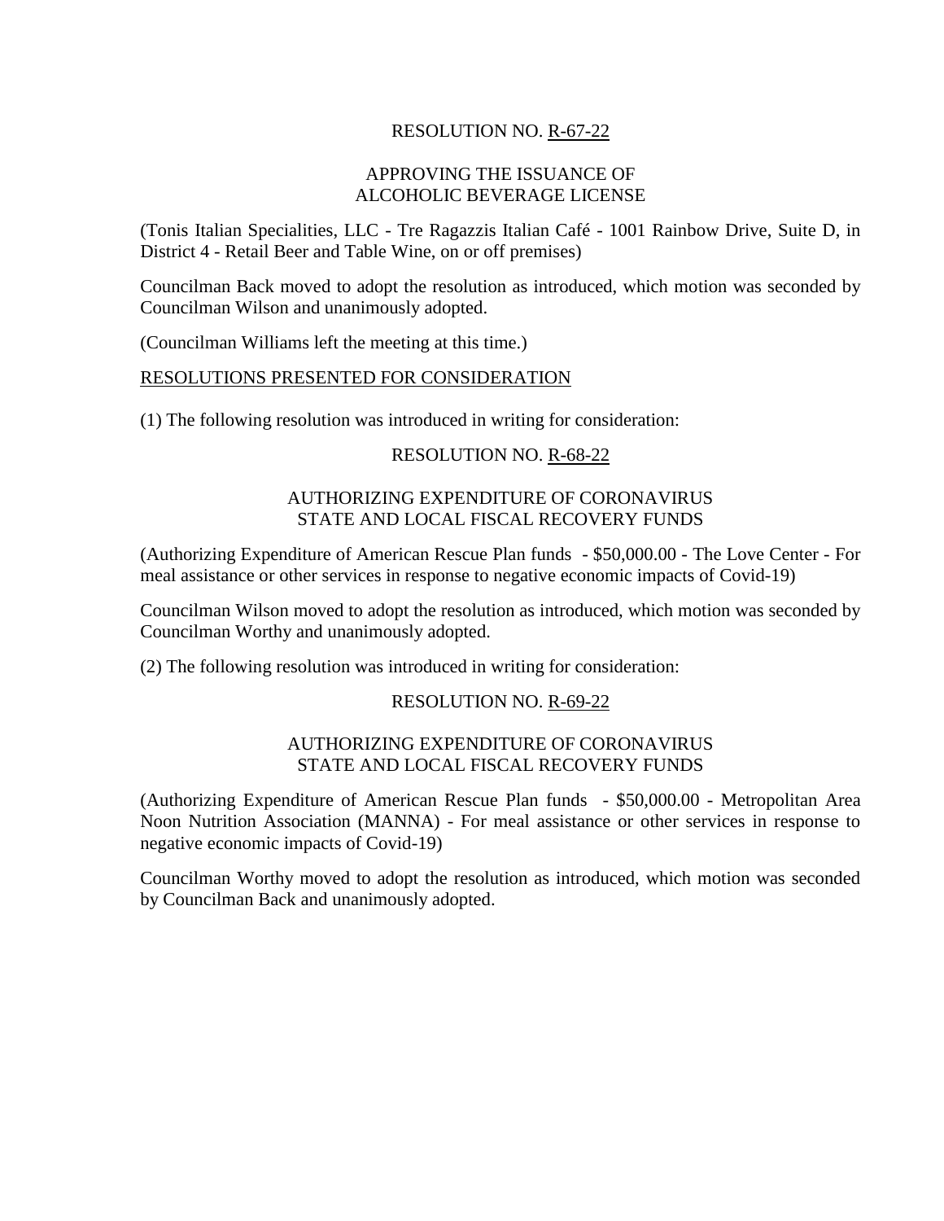RESOLUTION NO. R-67-22

APPROVING THE ISSUANCE OF
ALCOHOLIC BEVERAGE LICENSE

(Tonis Italian Specialities, LLC - Tre Ragazzis Italian Café - 1001 Rainbow Drive, Suite D, in District 4 - Retail Beer and Table Wine, on or off premises)

Councilman Back moved to adopt the resolution as introduced, which motion was seconded by Councilman Wilson and unanimously adopted.

(Councilman Williams left the meeting at this time.)

RESOLUTIONS PRESENTED FOR CONSIDERATION

(1) The following resolution was introduced in writing for consideration:

RESOLUTION NO. R-68-22

AUTHORIZING EXPENDITURE OF CORONAVIRUS
STATE AND LOCAL FISCAL RECOVERY FUNDS

(Authorizing Expenditure of American Rescue Plan funds - $50,000.00 - The Love Center - For meal assistance or other services in response to negative economic impacts of Covid-19)

Councilman Wilson moved to adopt the resolution as introduced, which motion was seconded by Councilman Worthy and unanimously adopted.

(2) The following resolution was introduced in writing for consideration:

RESOLUTION NO. R-69-22

AUTHORIZING EXPENDITURE OF CORONAVIRUS
STATE AND LOCAL FISCAL RECOVERY FUNDS

(Authorizing Expenditure of American Rescue Plan funds - $50,000.00 - Metropolitan Area Noon Nutrition Association (MANNA) - For meal assistance or other services in response to negative economic impacts of Covid-19)

Councilman Worthy moved to adopt the resolution as introduced, which motion was seconded by Councilman Back and unanimously adopted.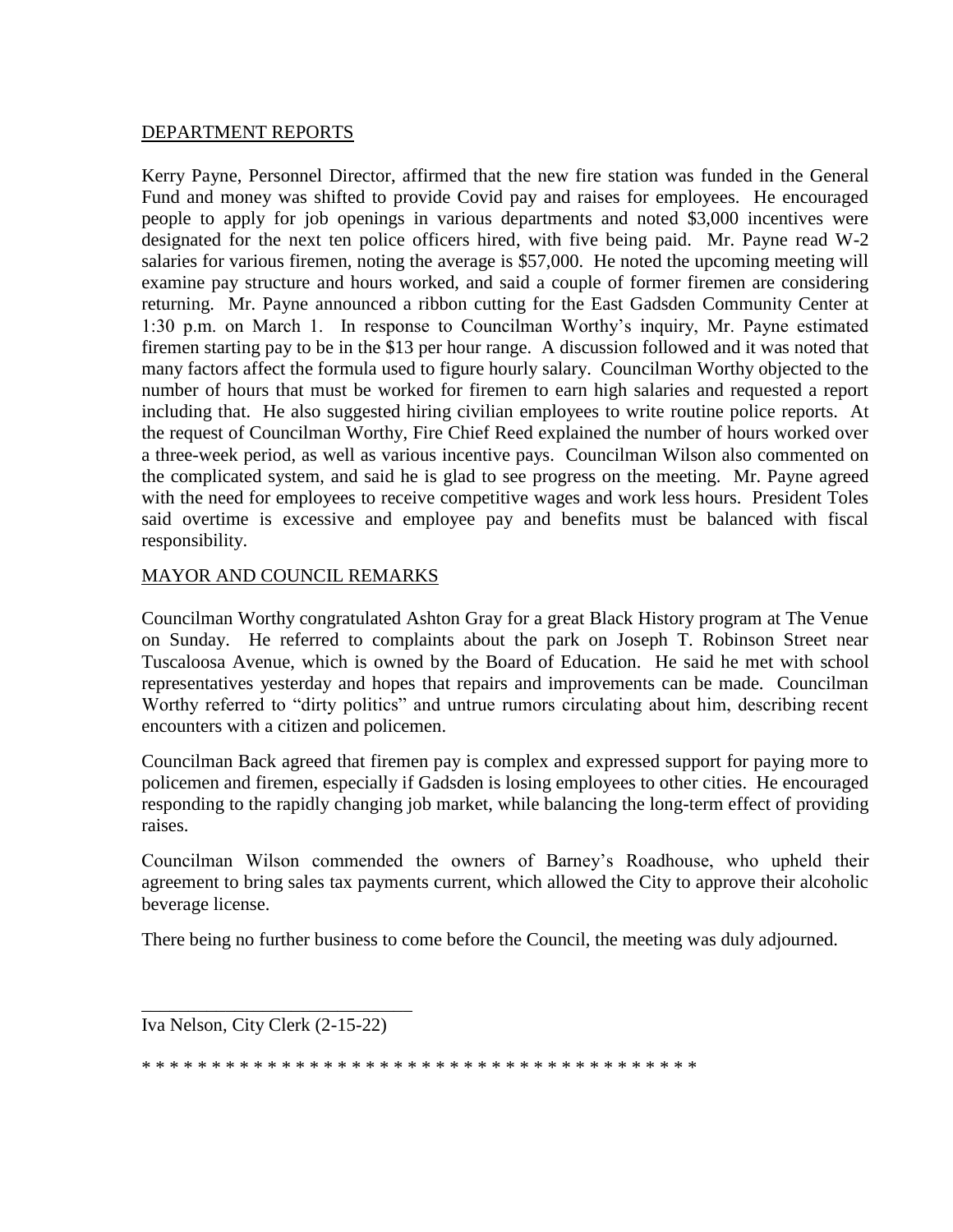DEPARTMENT REPORTS

Kerry Payne, Personnel Director, affirmed that the new fire station was funded in the General Fund and money was shifted to provide Covid pay and raises for employees. He encouraged people to apply for job openings in various departments and noted $3,000 incentives were designated for the next ten police officers hired, with five being paid. Mr. Payne read W-2 salaries for various firemen, noting the average is $57,000. He noted the upcoming meeting will examine pay structure and hours worked, and said a couple of former firemen are considering returning. Mr. Payne announced a ribbon cutting for the East Gadsden Community Center at 1:30 p.m. on March 1. In response to Councilman Worthy's inquiry, Mr. Payne estimated firemen starting pay to be in the $13 per hour range. A discussion followed and it was noted that many factors affect the formula used to figure hourly salary. Councilman Worthy objected to the number of hours that must be worked for firemen to earn high salaries and requested a report including that. He also suggested hiring civilian employees to write routine police reports. At the request of Councilman Worthy, Fire Chief Reed explained the number of hours worked over a three-week period, as well as various incentive pays. Councilman Wilson also commented on the complicated system, and said he is glad to see progress on the meeting. Mr. Payne agreed with the need for employees to receive competitive wages and work less hours. President Toles said overtime is excessive and employee pay and benefits must be balanced with fiscal responsibility.

MAYOR AND COUNCIL REMARKS

Councilman Worthy congratulated Ashton Gray for a great Black History program at The Venue on Sunday. He referred to complaints about the park on Joseph T. Robinson Street near Tuscaloosa Avenue, which is owned by the Board of Education. He said he met with school representatives yesterday and hopes that repairs and improvements can be made. Councilman Worthy referred to "dirty politics" and untrue rumors circulating about him, describing recent encounters with a citizen and policemen.

Councilman Back agreed that firemen pay is complex and expressed support for paying more to policemen and firemen, especially if Gadsden is losing employees to other cities. He encouraged responding to the rapidly changing job market, while balancing the long-term effect of providing raises.

Councilman Wilson commended the owners of Barney's Roadhouse, who upheld their agreement to bring sales tax payments current, which allowed the City to approve their alcoholic beverage license.

There being no further business to come before the Council, the meeting was duly adjourned.

\_\_\_\_\_\_\_\_\_\_\_\_\_\_\_\_\_\_\_\_\_\_\_\_\_\_\_\_\_\_

Iva Nelson, City Clerk (2-15-22)

* * * * * * * * * * * * * * * * * * * * * * * * * * * * * * * * * * * * * * * * *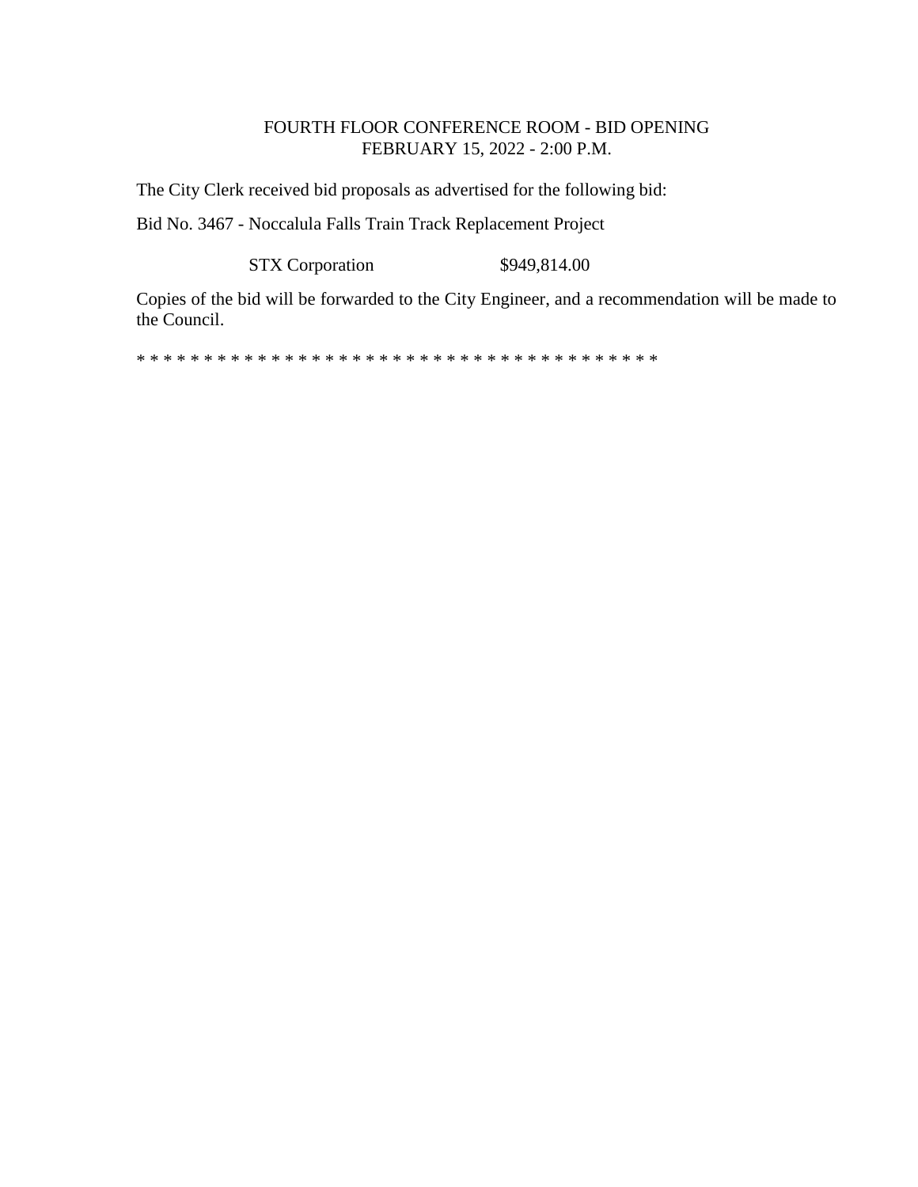FOURTH FLOOR CONFERENCE ROOM - BID OPENING
FEBRUARY 15, 2022 - 2:00 P.M.

The City Clerk received bid proposals as advertised for the following bid:

Bid No. 3467 - Noccalula Falls Train Track Replacement Project

| | |
|---|---|
| STX Corporation | $949,814.00 |

Copies of the bid will be forwarded to the City Engineer, and a recommendation will be made to the Council.

* * * * * * * * * * * * * * * * * * * * * * * * * * * * * * * * * * * * * * * *